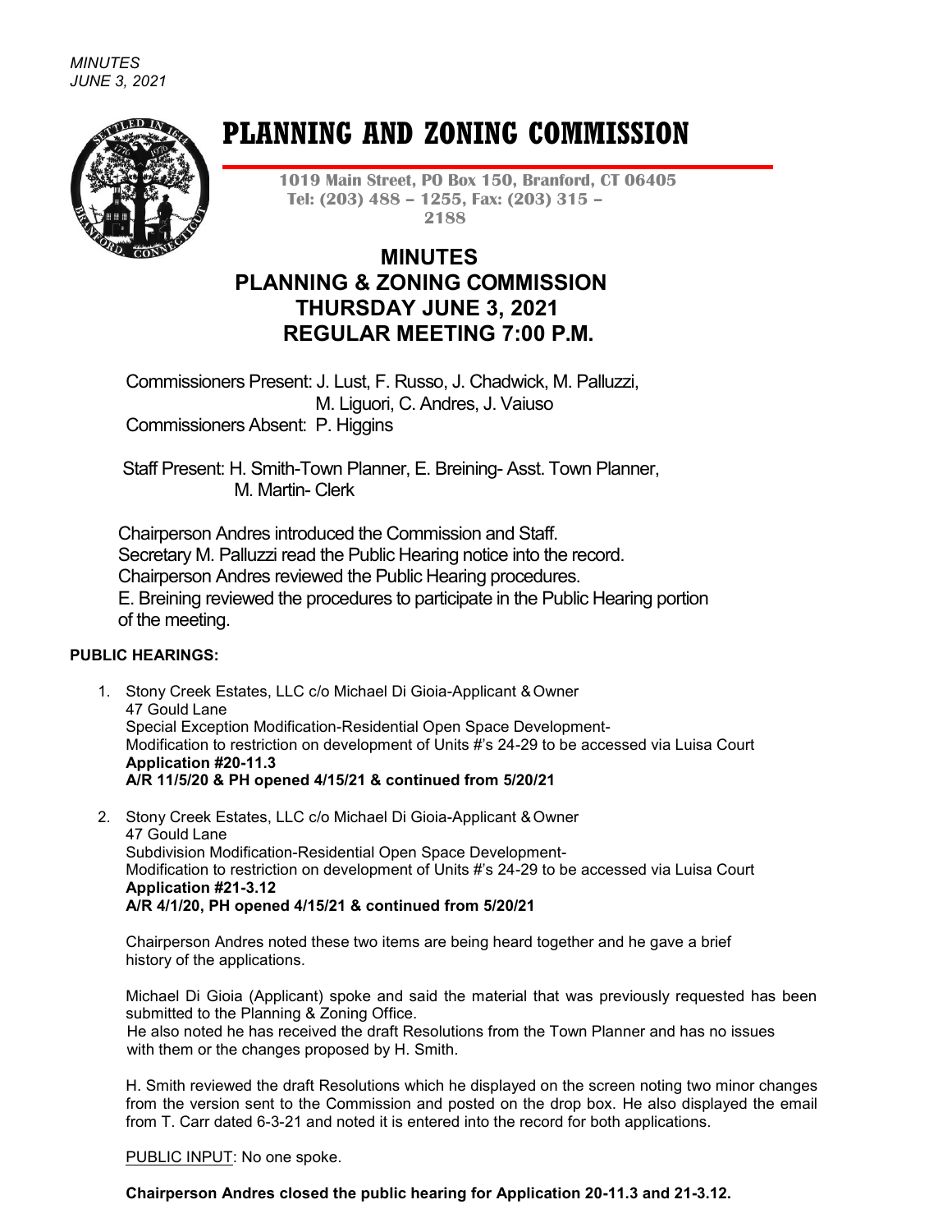*MINUTES*
*JUNE 3, 2021*

# PLANNING AND ZONING COMMISSION

**1019 Main Street, PO Box 150, Branford, CT 06405**
**Tel: (203) 488 – 1255, Fax: (203) 315 – 2188**

## MINUTES
## PLANNING & ZONING COMMISSION
## THURSDAY JUNE 3, 2021
## REGULAR MEETING 7:00 P.M.

Commissioners Present: J. Lust, F. Russo, J. Chadwick, M. Palluzzi, M. Liguori, C. Andres, J. Vaiuso
Commissioners Absent: P. Higgins

Staff Present: H. Smith-Town Planner, E. Breining- Asst. Town Planner, M. Martin- Clerk

Chairperson Andres introduced the Commission and Staff.
Secretary M. Palluzzi read the Public Hearing notice into the record.
Chairperson Andres reviewed the Public Hearing procedures.
E. Breining reviewed the procedures to participate in the Public Hearing portion of the meeting.

**PUBLIC HEARINGS:**

1. Stony Creek Estates, LLC c/o Michael Di Gioia-Applicant & Owner
   47 Gould Lane
   Special Exception Modification-Residential Open Space Development-
   Modification to restriction on development of Units #'s 24-29 to be accessed via Luisa Court
   **Application #20-11.3**
   **A/R 11/5/20 & PH opened 4/15/21 & continued from 5/20/21**

2. Stony Creek Estates, LLC c/o Michael Di Gioia-Applicant & Owner
   47 Gould Lane
   Subdivision Modification-Residential Open Space Development-
   Modification to restriction on development of Units #'s 24-29 to be accessed via Luisa Court
   **Application #21-3.12**
   **A/R 4/1/20, PH opened 4/15/21 & continued from 5/20/21**

   Chairperson Andres noted these two items are being heard together and he gave a brief history of the applications.

   Michael Di Gioia (Applicant) spoke and said the material that was previously requested has been submitted to the Planning & Zoning Office.
   He also noted he has received the draft Resolutions from the Town Planner and has no issues with them or the changes proposed by H. Smith.

   H. Smith reviewed the draft Resolutions which he displayed on the screen noting two minor changes from the version sent to the Commission and posted on the drop box. He also displayed the email from T. Carr dated 6-3-21 and noted it is entered into the record for both applications.

   PUBLIC INPUT: No one spoke.

   **Chairperson Andres closed the public hearing for Application 20-11.3 and 21-3.12.**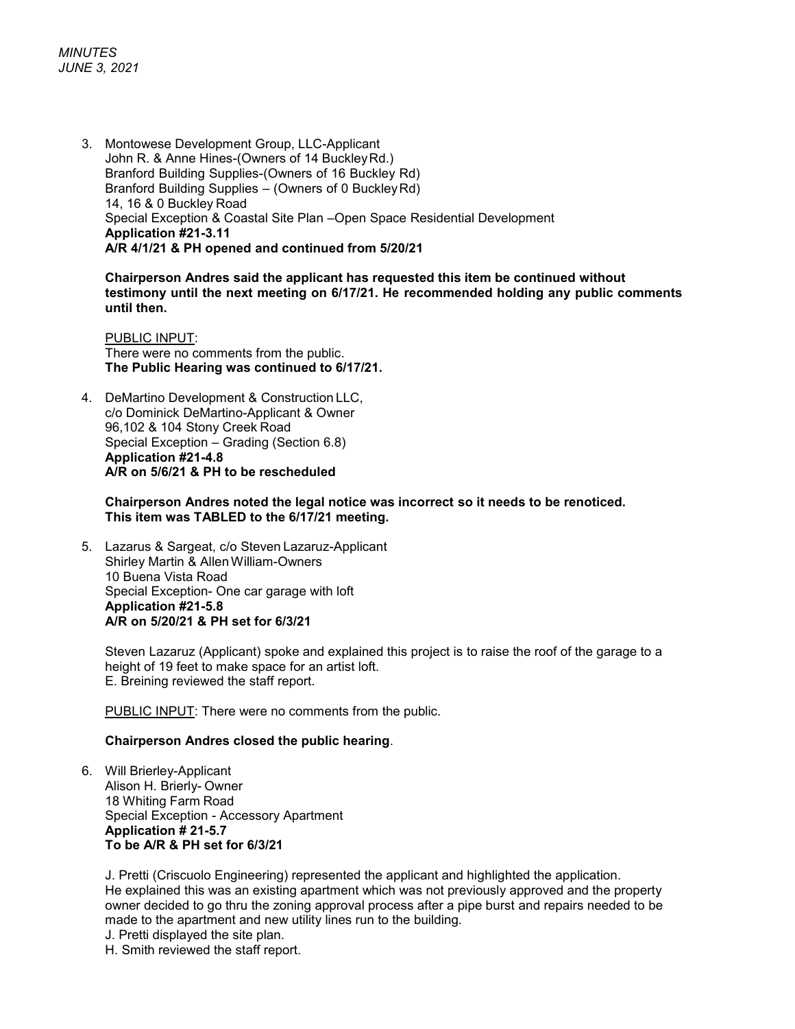3. Montowese Development Group, LLC-Applicant
   John R. & Anne Hines-(Owners of 14 Buckley Rd.)
   Branford Building Supplies-(Owners of 16 Buckley Rd)
   Branford Building Supplies – (Owners of 0 Buckley Rd)
   14, 16 & 0 Buckley Road
   Special Exception & Coastal Site Plan –Open Space Residential Development
   **Application #21-3.11**
   **A/R 4/1/21 & PH opened and continued from 5/20/21**

   **Chairperson Andres said the applicant has requested this item be continued without testimony until the next meeting on 6/17/21. He recommended holding any public comments until then.**

   PUBLIC INPUT:
   There were no comments from the public.
   **The Public Hearing was continued to 6/17/21.**

4. DeMartino Development & Construction LLC,
   c/o Dominick DeMartino-Applicant & Owner
   96,102 & 104 Stony Creek Road
   Special Exception – Grading (Section 6.8)
   **Application #21-4.8**
   **A/R on 5/6/21 & PH to be rescheduled**

   **Chairperson Andres noted the legal notice was incorrect so it needs to be renoticed. This item was TABLED to the 6/17/21 meeting.**

5. Lazarus & Sargeat, c/o Steven Lazaruz-Applicant
   Shirley Martin & Allen William-Owners
   10 Buena Vista Road
   Special Exception- One car garage with loft
   **Application #21-5.8**
   **A/R on 5/20/21 & PH set for 6/3/21**

   Steven Lazaruz (Applicant) spoke and explained this project is to raise the roof of the garage to a height of 19 feet to make space for an artist loft.
   E. Breining reviewed the staff report.

   PUBLIC INPUT: There were no comments from the public.

   **Chairperson Andres closed the public hearing**.

6. Will Brierley-Applicant
   Alison H. Brierly- Owner
   18 Whiting Farm Road
   Special Exception - Accessory Apartment
   **Application # 21-5.7**
   **To be A/R & PH set for 6/3/21**

   J. Pretti (Criscuolo Engineering) represented the applicant and highlighted the application.
   He explained this was an existing apartment which was not previously approved and the property owner decided to go thru the zoning approval process after a pipe burst and repairs needed to be made to the apartment and new utility lines run to the building.
   J. Pretti displayed the site plan.
   H. Smith reviewed the staff report.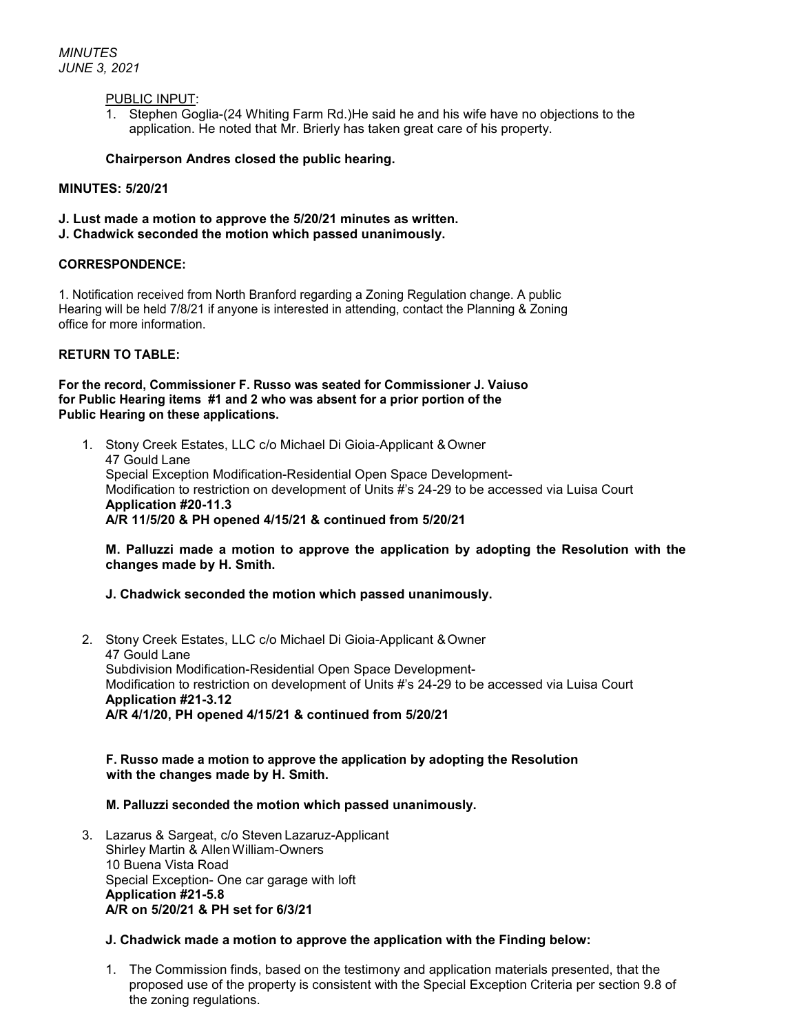PUBLIC INPUT:

1. Stephen Goglia-(24 Whiting Farm Rd.)He said he and his wife have no objections to the application. He noted that Mr. Brierly has taken great care of his property.

**Chairperson Andres closed the public hearing.**

**MINUTES: 5/20/21**

**J. Lust made a motion to approve the 5/20/21 minutes as written.**
**J. Chadwick seconded the motion which passed unanimously.**

**CORRESPONDENCE:**

1. Notification received from North Branford regarding a Zoning Regulation change. A public Hearing will be held 7/8/21 if anyone is interested in attending, contact the Planning & Zoning office for more information.

**RETURN TO TABLE:**

**For the record, Commissioner F. Russo was seated for Commissioner J. Vaiuso for Public Hearing items #1 and 2 who was absent for a prior portion of the Public Hearing on these applications.**

1. Stony Creek Estates, LLC c/o Michael Di Gioia-Applicant & Owner
   47 Gould Lane
   Special Exception Modification-Residential Open Space Development-
   Modification to restriction on development of Units #'s 24-29 to be accessed via Luisa Court
   **Application #20-11.3**
   **A/R 11/5/20 & PH opened 4/15/21 & continued from 5/20/21**

   **M. Palluzzi made a motion to approve the application by adopting the Resolution with the changes made by H. Smith.**

   **J. Chadwick seconded the motion which passed unanimously.**

2. Stony Creek Estates, LLC c/o Michael Di Gioia-Applicant & Owner
   47 Gould Lane
   Subdivision Modification-Residential Open Space Development-
   Modification to restriction on development of Units #'s 24-29 to be accessed via Luisa Court
   **Application #21-3.12**
   **A/R 4/1/20, PH opened 4/15/21 & continued from 5/20/21**

   **F. Russo made a motion to approve the application by adopting the Resolution with the changes made by H. Smith.**

   **M. Palluzzi seconded the motion which passed unanimously.**

3. Lazarus & Sargeat, c/o Steven Lazaruz-Applicant
   Shirley Martin & Allen William-Owners
   10 Buena Vista Road
   Special Exception- One car garage with loft
   **Application #21-5.8**
   **A/R on 5/20/21 & PH set for 6/3/21**

   **J. Chadwick made a motion to approve the application with the Finding below:**

   1. The Commission finds, based on the testimony and application materials presented, that the proposed use of the property is consistent with the Special Exception Criteria per section 9.8 of the zoning regulations.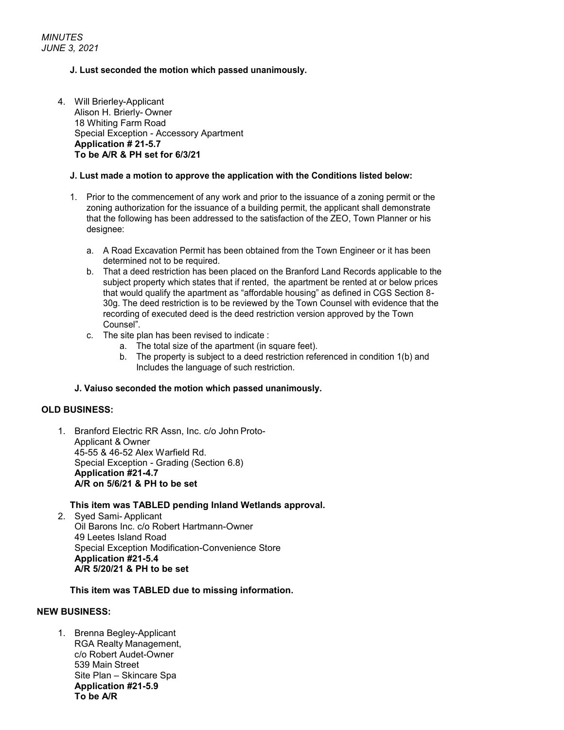**J. Lust seconded the motion which passed unanimously.**

4. Will Brierley-Applicant
   Alison H. Brierly- Owner
   18 Whiting Farm Road
   Special Exception - Accessory Apartment
   **Application # 21-5.7**
   **To be A/R & PH set for 6/3/21**

   **J. Lust made a motion to approve the application with the Conditions listed below:**

   1. Prior to the commencement of any work and prior to the issuance of a zoning permit or the zoning authorization for the issuance of a building permit, the applicant shall demonstrate that the following has been addressed to the satisfaction of the ZEO, Town Planner or his designee:

      a. A Road Excavation Permit has been obtained from the Town Engineer or it has been determined not to be required.
      b. That a deed restriction has been placed on the Branford Land Records applicable to the subject property which states that if rented, the apartment be rented at or below prices that would qualify the apartment as "affordable housing" as defined in CGS Section 8-30g. The deed restriction is to be reviewed by the Town Counsel with evidence that the recording of executed deed is the deed restriction version approved by the Town Counsel".
      c. The site plan has been revised to indicate :
         a. The total size of the apartment (in square feet).
         b. The property is subject to a deed restriction referenced in condition 1(b) and Includes the language of such restriction.

   **J. Vaiuso seconded the motion which passed unanimously.**

**OLD BUSINESS:**

1. Branford Electric RR Assn, Inc. c/o John Proto-
   Applicant & Owner
   45-55 & 46-52 Alex Warfield Rd.
   Special Exception - Grading (Section 6.8)
   **Application #21-4.7**
   **A/R on 5/6/21 & PH to be set**

   **This item was TABLED pending Inland Wetlands approval.**

2. Syed Sami- Applicant
   Oil Barons Inc. c/o Robert Hartmann-Owner
   49 Leetes Island Road
   Special Exception Modification-Convenience Store
   **Application #21-5.4**
   **A/R 5/20/21 & PH to be set**

   **This item was TABLED due to missing information.**

**NEW BUSINESS:**

1. Brenna Begley-Applicant
   RGA Realty Management,
   c/o Robert Audet-Owner
   539 Main Street
   Site Plan – Skincare Spa
   **Application #21-5.9**
   **To be A/R**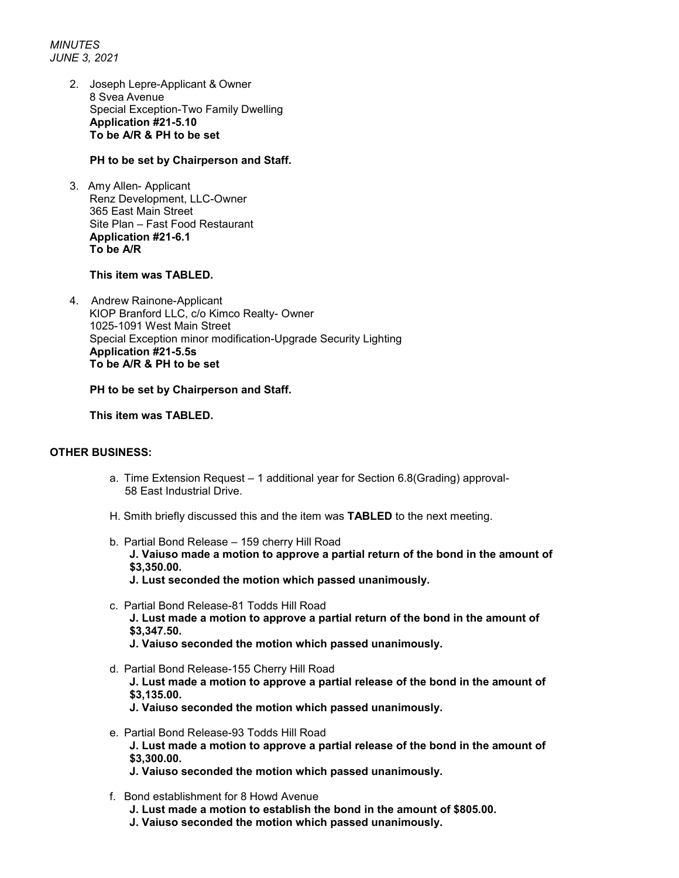2. Joseph Lepre-Applicant & Owner
   8 Svea Avenue
   Special Exception-Two Family Dwelling
   **Application #21-5.10**
   **To be A/R & PH to be set**

   **PH to be set by Chairperson and Staff.**

3. Amy Allen- Applicant
   Renz Development, LLC-Owner
   365 East Main Street
   Site Plan – Fast Food Restaurant
   **Application #21-6.1**
   **To be A/R**

   **This item was TABLED.**

4. Andrew Rainone-Applicant
   KIOP Branford LLC, c/o Kimco Realty- Owner
   1025-1091 West Main Street
   Special Exception minor modification-Upgrade Security Lighting
   **Application #21-5.5s**
   **To be A/R & PH to be set**

   **PH to be set by Chairperson and Staff.**

   **This item was TABLED.**

**OTHER BUSINESS:**

a. Time Extension Request – 1 additional year for Section 6.8(Grading) approval- 58 East Industrial Drive.

H. Smith briefly discussed this and the item was **TABLED** to the next meeting.

b. Partial Bond Release – 159 cherry Hill Road
   **J. Vaiuso made a motion to approve a partial return of the bond in the amount of $3,350.00.**
   **J. Lust seconded the motion which passed unanimously.**

c. Partial Bond Release-81 Todds Hill Road
   **J. Lust made a motion to approve a partial return of the bond in the amount of $3,347.50.**
   **J. Vaiuso seconded the motion which passed unanimously.**

d. Partial Bond Release-155 Cherry Hill Road
   **J. Lust made a motion to approve a partial release of the bond in the amount of $3,135.00.**
   **J. Vaiuso seconded the motion which passed unanimously.**

e. Partial Bond Release-93 Todds Hill Road
   **J. Lust made a motion to approve a partial release of the bond in the amount of $3,300.00.**
   **J. Vaiuso seconded the motion which passed unanimously.**

f. Bond establishment for 8 Howd Avenue
   **J. Lust made a motion to establish the bond in the amount of $805.00.**
   **J. Vaiuso seconded the motion which passed unanimously.**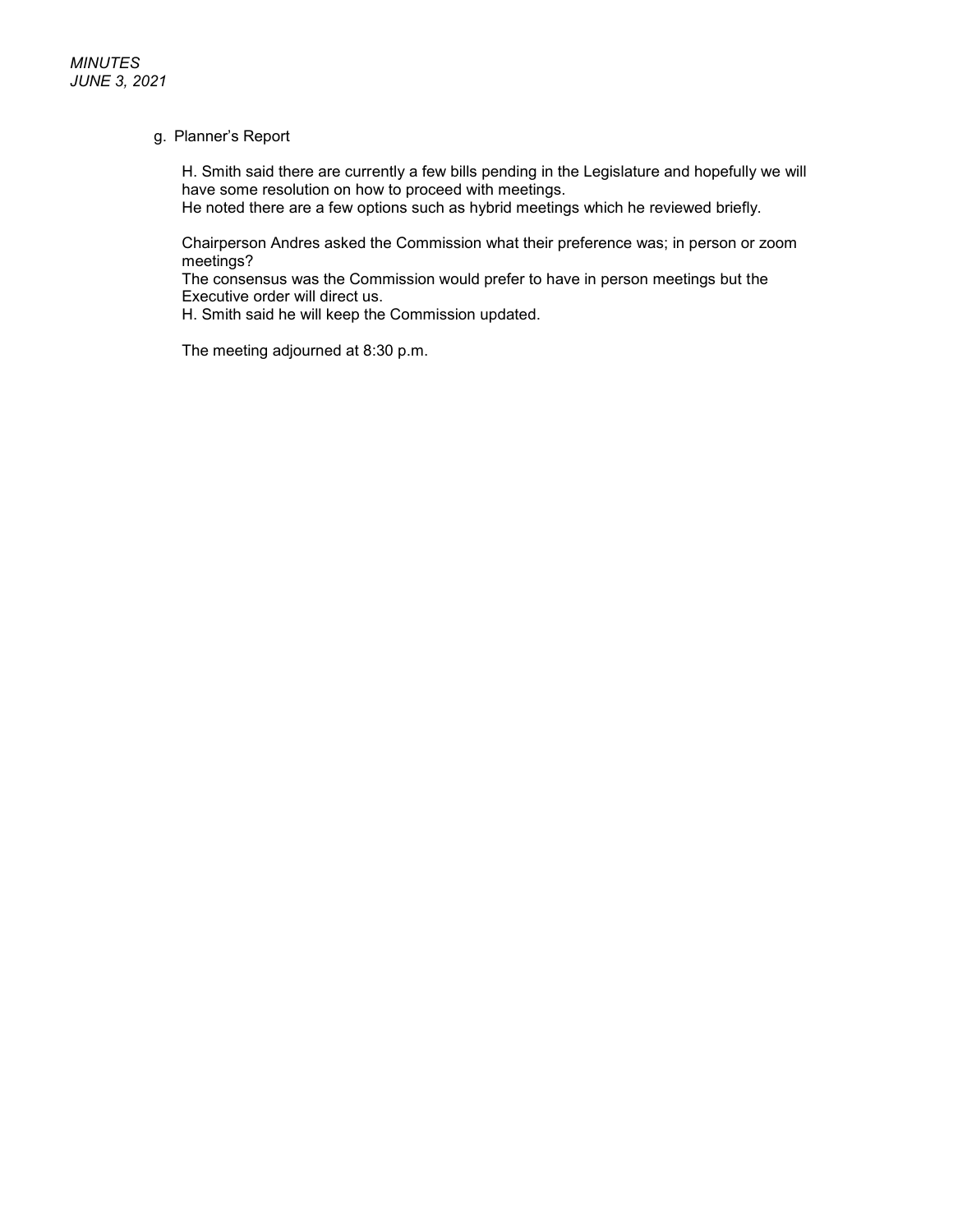g. Planner's Report

H. Smith said there are currently a few bills pending in the Legislature and hopefully we will have some resolution on how to proceed with meetings.
He noted there are a few options such as hybrid meetings which he reviewed briefly.

Chairperson Andres asked the Commission what their preference was; in person or zoom meetings?
The consensus was the Commission would prefer to have in person meetings but the Executive order will direct us.
H. Smith said he will keep the Commission updated.

The meeting adjourned at 8:30 p.m.